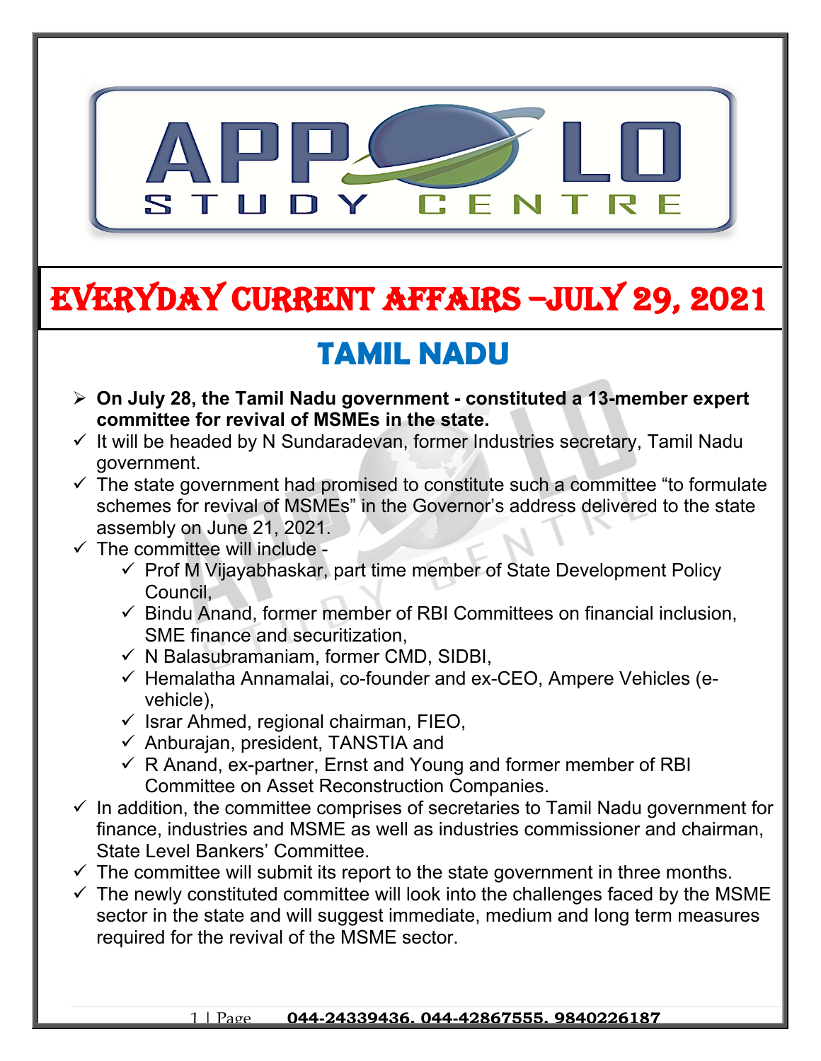# EVERYDAY CURRENT AFFAIRS –JULY 29, 2021

## TAMIL NADU

- **On July 28, the Tamil Nadu government - constituted a 13-member expert committee for revival of MSMEs in the state.**
- It will be headed by N Sundaradevan, former Industries secretary, Tamil Nadu government.
- The state government had promised to constitute such a committee "to formulate schemes for revival of MSMEs" in the Governor's address delivered to the state assembly on June 21, 2021.
- The committee will include -
  - Prof M Vijayabhaskar, part time member of State Development Policy Council,
  - Bindu Anand, former member of RBI Committees on financial inclusion, SME finance and securitization,
  - N Balasubramaniam, former CMD, SIDBI,
  - Hemalatha Annamalai, co-founder and ex-CEO, Ampere Vehicles (e-vehicle),
  - Israr Ahmed, regional chairman, FIEO,
  - Anburajan, president, TANSTIA and
  - R Anand, ex-partner, Ernst and Young and former member of RBI Committee on Asset Reconstruction Companies.
- In addition, the committee comprises of secretaries to Tamil Nadu government for finance, industries and MSME as well as industries commissioner and chairman, State Level Bankers' Committee.
- The committee will submit its report to the state government in three months.
- The newly constituted committee will look into the challenges faced by the MSME sector in the state and will suggest immediate, medium and long term measures required for the revival of the MSME sector.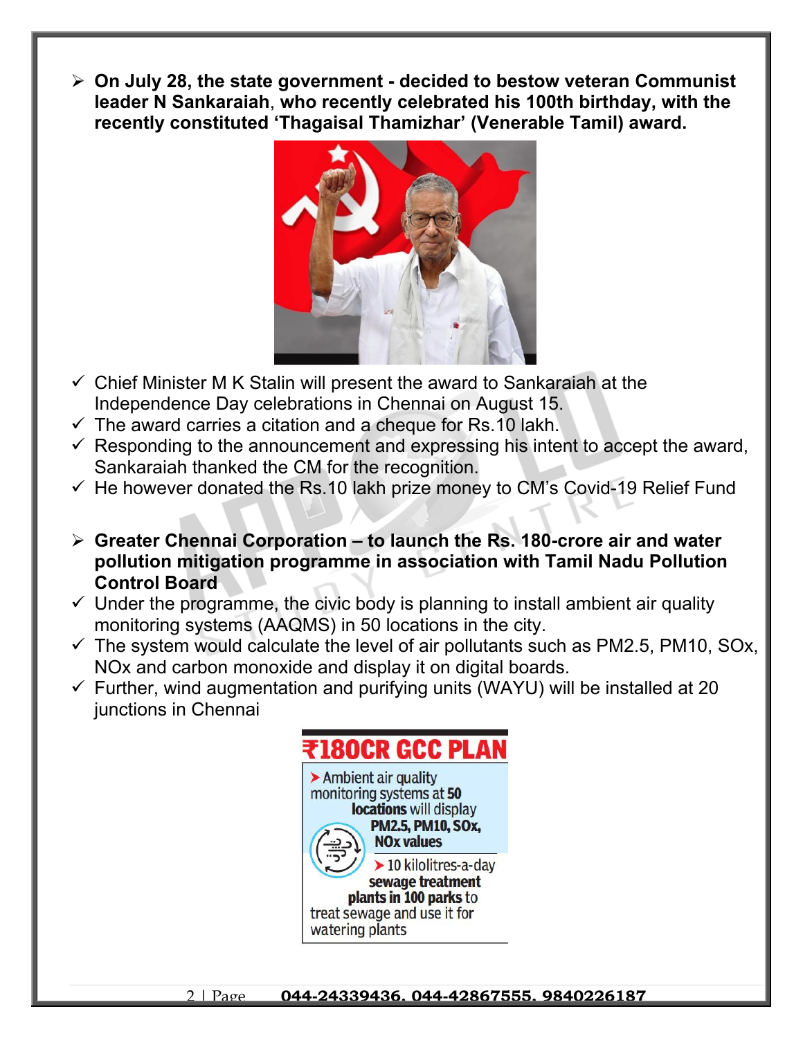- **On July 28, the state government - decided to bestow veteran Communist leader N Sankaraiah, who recently celebrated his 100th birthday, with the recently constituted 'Thagaisal Thamizhar' (Venerable Tamil) award.**

  - ✓ Chief Minister M K Stalin will present the award to Sankaraiah at the Independence Day celebrations in Chennai on August 15.
  - ✓ The award carries a citation and a cheque for Rs.10 lakh.
  - ✓ Responding to the announcement and expressing his intent to accept the award, Sankaraiah thanked the CM for the recognition.
  - ✓ He however donated the Rs.10 lakh prize money to CM's Covid-19 Relief Fund

- **Greater Chennai Corporation – to launch the Rs. 180-crore air and water pollution mitigation programme in association with Tamil Nadu Pollution Control Board**

  - ✓ Under the programme, the civic body is planning to install ambient air quality monitoring systems (AAQMS) in 50 locations in the city.
  - ✓ The system would calculate the level of air pollutants such as PM2.5, PM10, SOx, NOx and carbon monoxide and display it on digital boards.
  - ✓ Further, wind augmentation and purifying units (WAYU) will be installed at 20 junctions in Chennai

**₹180CR GCC PLAN**

- Ambient air quality monitoring systems at **50 locations** will display **PM2.5, PM10, SOx, NOx values**
- 10 kilolitres-a-day **sewage treatment plants in 100 parks** to treat sewage and use it for watering plants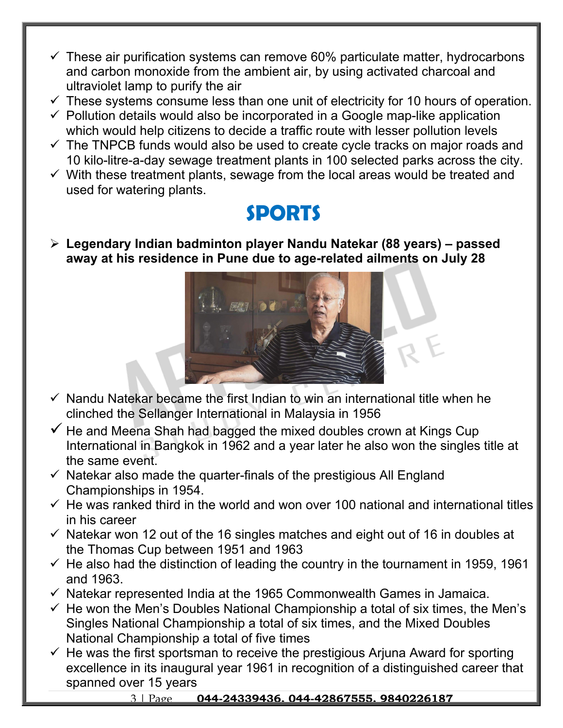- These air purification systems can remove 60% particulate matter, hydrocarbons and carbon monoxide from the ambient air, by using activated charcoal and ultraviolet lamp to purify the air
- These systems consume less than one unit of electricity for 10 hours of operation.
- Pollution details would also be incorporated in a Google map-like application which would help citizens to decide a traffic route with lesser pollution levels
- The TNPCB funds would also be used to create cycle tracks on major roads and 10 kilo-litre-a-day sewage treatment plants in 100 selected parks across the city.
- With these treatment plants, sewage from the local areas would be treated and used for watering plants.

# SPORTS

- **Legendary Indian badminton player Nandu Natekar (88 years) – passed away at his residence in Pune due to age-related ailments on July 28**

- Nandu Natekar became the first Indian to win an international title when he clinched the Sellanger International in Malaysia in 1956
- He and Meena Shah had bagged the mixed doubles crown at Kings Cup International in Bangkok in 1962 and a year later he also won the singles title at the same event.
- Natekar also made the quarter-finals of the prestigious All England Championships in 1954.
- He was ranked third in the world and won over 100 national and international titles in his career
- Natekar won 12 out of the 16 singles matches and eight out of 16 in doubles at the Thomas Cup between 1951 and 1963
- He also had the distinction of leading the country in the tournament in 1959, 1961 and 1963.
- Natekar represented India at the 1965 Commonwealth Games in Jamaica.
- He won the Men's Doubles National Championship a total of six times, the Men's Singles National Championship a total of six times, and the Mixed Doubles National Championship a total of five times
- He was the first sportsman to receive the prestigious Arjuna Award for sporting excellence in its inaugural year 1961 in recognition of a distinguished career that spanned over 15 years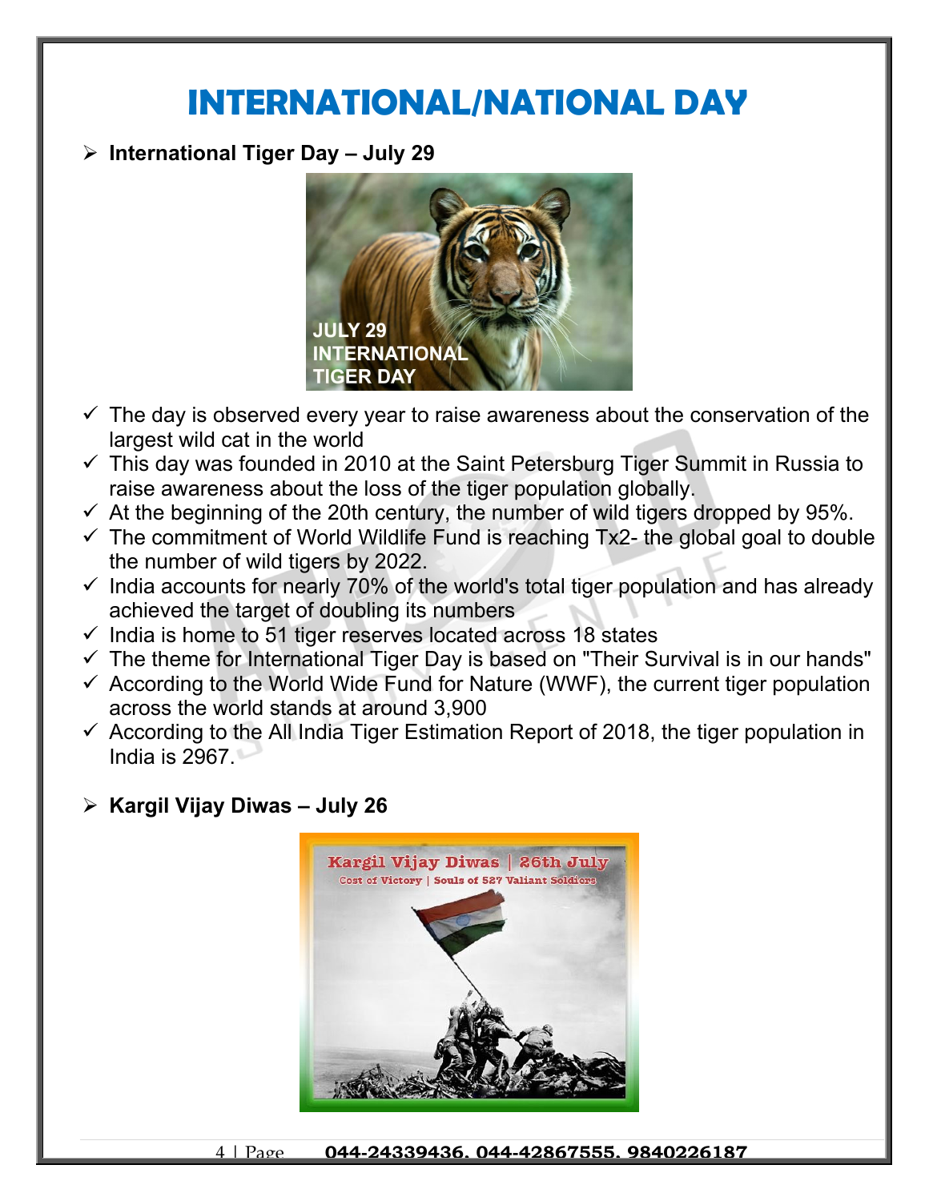# INTERNATIONAL/NATIONAL DAY

- **International Tiger Day – July 29**

  - ✓ The day is observed every year to raise awareness about the conservation of the largest wild cat in the world
  - ✓ This day was founded in 2010 at the Saint Petersburg Tiger Summit in Russia to raise awareness about the loss of the tiger population globally.
  - ✓ At the beginning of the 20th century, the number of wild tigers dropped by 95%.
  - ✓ The commitment of World Wildlife Fund is reaching Tx2- the global goal to double the number of wild tigers by 2022.
  - ✓ India accounts for nearly 70% of the world's total tiger population and has already achieved the target of doubling its numbers
  - ✓ India is home to 51 tiger reserves located across 18 states
  - ✓ The theme for International Tiger Day is based on "Their Survival is in our hands"
  - ✓ According to the World Wide Fund for Nature (WWF), the current tiger population across the world stands at around 3,900
  - ✓ According to the All India Tiger Estimation Report of 2018, the tiger population in India is 2967.

- **Kargil Vijay Diwas – July 26**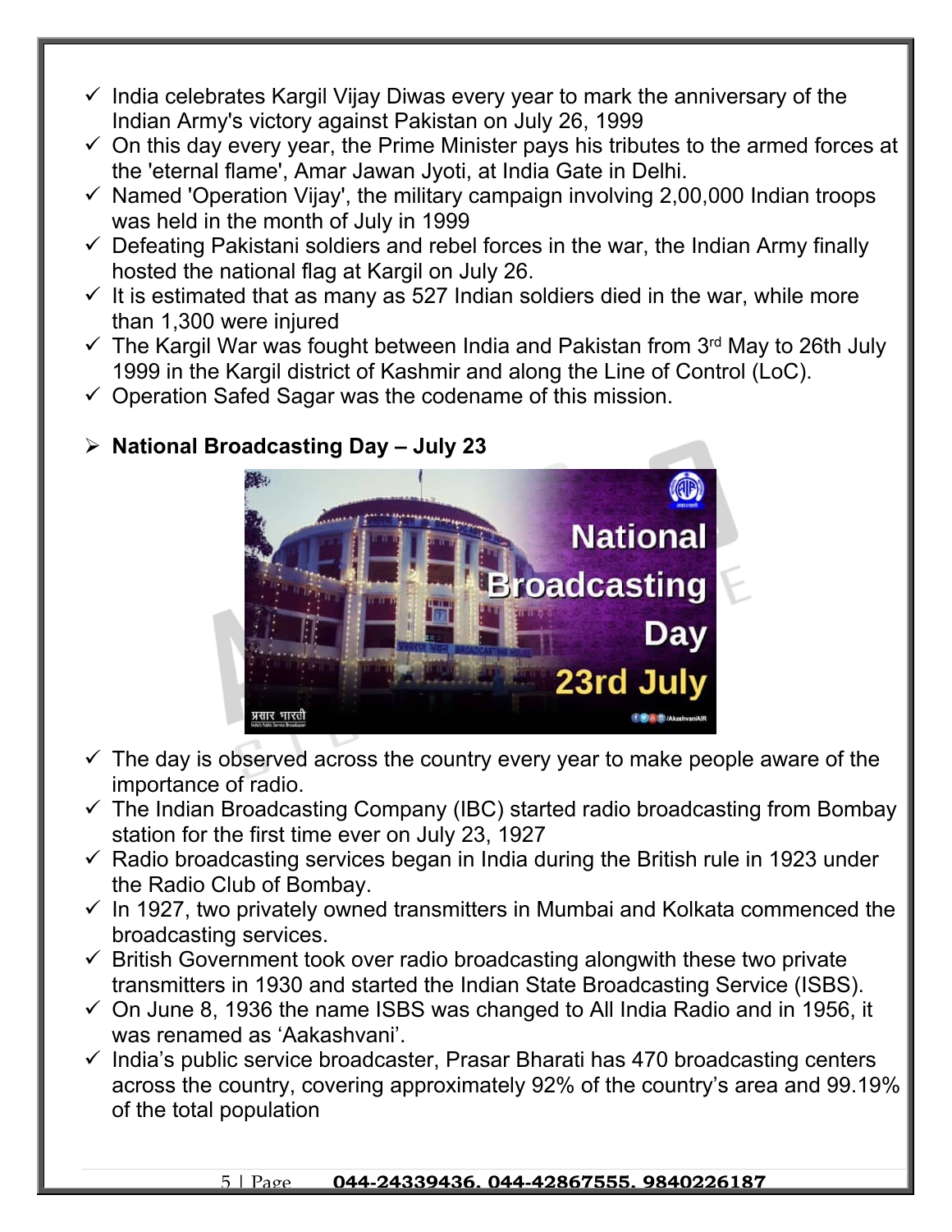- ✓ India celebrates Kargil Vijay Diwas every year to mark the anniversary of the Indian Army's victory against Pakistan on July 26, 1999
- ✓ On this day every year, the Prime Minister pays his tributes to the armed forces at the 'eternal flame', Amar Jawan Jyoti, at India Gate in Delhi.
- ✓ Named 'Operation Vijay', the military campaign involving 2,00,000 Indian troops was held in the month of July in 1999
- ✓ Defeating Pakistani soldiers and rebel forces in the war, the Indian Army finally hosted the national flag at Kargil on July 26.
- ✓ It is estimated that as many as 527 Indian soldiers died in the war, while more than 1,300 were injured
- ✓ The Kargil War was fought between India and Pakistan from 3rd May to 26th July 1999 in the Kargil district of Kashmir and along the Line of Control (LoC).
- ✓ Operation Safed Sagar was the codename of this mission.

## ➢ **National Broadcasting Day – July 23**

- ✓ The day is observed across the country every year to make people aware of the importance of radio.
- ✓ The Indian Broadcasting Company (IBC) started radio broadcasting from Bombay station for the first time ever on July 23, 1927
- ✓ Radio broadcasting services began in India during the British rule in 1923 under the Radio Club of Bombay.
- ✓ In 1927, two privately owned transmitters in Mumbai and Kolkata commenced the broadcasting services.
- ✓ British Government took over radio broadcasting alongwith these two private transmitters in 1930 and started the Indian State Broadcasting Service (ISBS).
- ✓ On June 8, 1936 the name ISBS was changed to All India Radio and in 1956, it was renamed as 'Aakashvani'.
- ✓ India's public service broadcaster, Prasar Bharati has 470 broadcasting centers across the country, covering approximately 92% of the country's area and 99.19% of the total population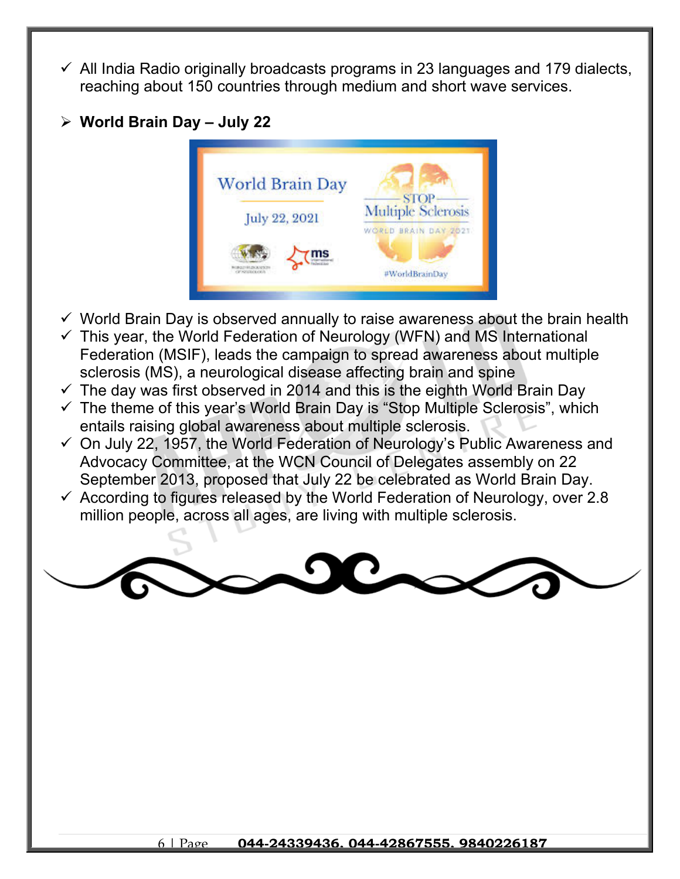- ✓ All India Radio originally broadcasts programs in 23 languages and 179 dialects, reaching about 150 countries through medium and short wave services.

- **World Brain Day – July 22**

- ✓ World Brain Day is observed annually to raise awareness about the brain health
- ✓ This year, the World Federation of Neurology (WFN) and MS International Federation (MSIF), leads the campaign to spread awareness about multiple sclerosis (MS), a neurological disease affecting brain and spine
- ✓ The day was first observed in 2014 and this is the eighth World Brain Day
- ✓ The theme of this year's World Brain Day is "Stop Multiple Sclerosis", which entails raising global awareness about multiple sclerosis.
- ✓ On July 22, 1957, the World Federation of Neurology's Public Awareness and Advocacy Committee, at the WCN Council of Delegates assembly on 22 September 2013, proposed that July 22 be celebrated as World Brain Day.
- ✓ According to figures released by the World Federation of Neurology, over 2.8 million people, across all ages, are living with multiple sclerosis.